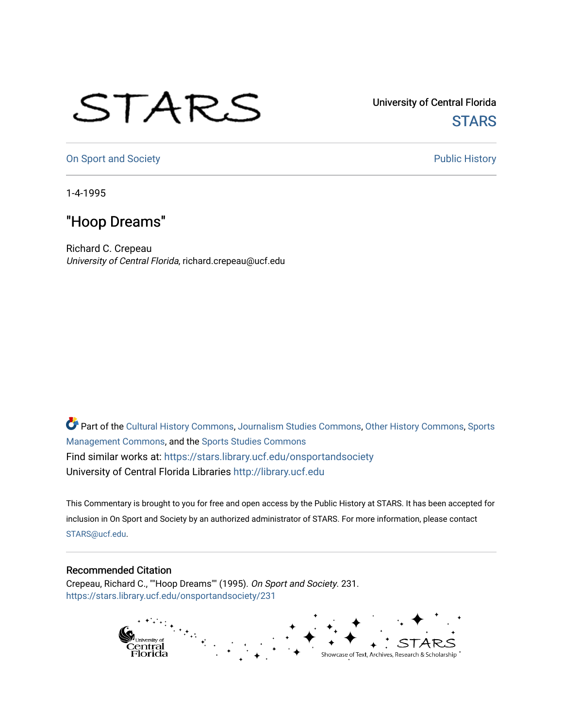STARS

University of Central Florida
STARS

On Sport and Society | Public History

1-4-1995

# "Hoop Dreams"

Richard C. Crepeau
*University of Central Florida*, richard.crepeau@ucf.edu

Part of the Cultural History Commons, Journalism Studies Commons, Other History Commons, Sports Management Commons, and the Sports Studies Commons
Find similar works at: https://stars.library.ucf.edu/onsportandsociety
University of Central Florida Libraries http://library.ucf.edu

This Commentary is brought to you for free and open access by the Public History at STARS. It has been accepted for inclusion in On Sport and Society by an authorized administrator of STARS. For more information, please contact STARS@ucf.edu.

## Recommended Citation

Crepeau, Richard C., ""Hoop Dreams"" (1995). *On Sport and Society*. 231.
https://stars.library.ucf.edu/onsportandsociety/231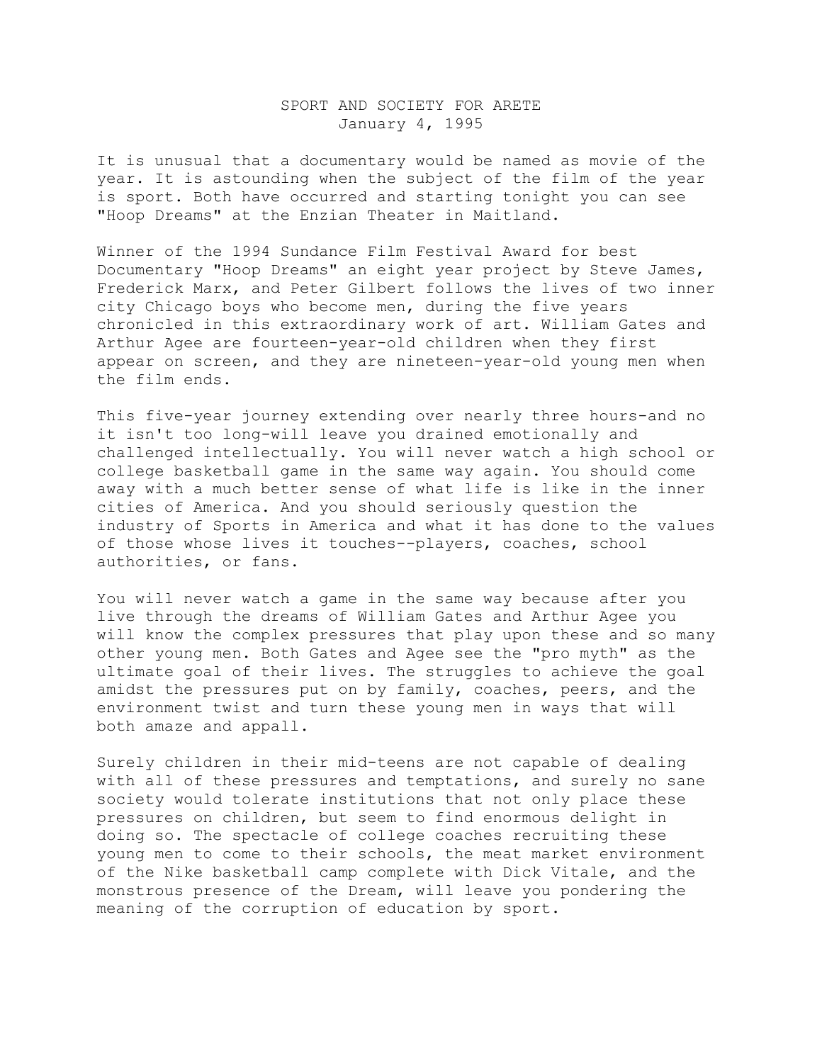# SPORT AND SOCIETY FOR ARETE

January 4, 1995

It is unusual that a documentary would be named as movie of the year. It is astounding when the subject of the film of the year is sport. Both have occurred and starting tonight you can see "Hoop Dreams" at the Enzian Theater in Maitland.

Winner of the 1994 Sundance Film Festival Award for best Documentary "Hoop Dreams" an eight year project by Steve James, Frederick Marx, and Peter Gilbert follows the lives of two inner city Chicago boys who become men, during the five years chronicled in this extraordinary work of art. William Gates and Arthur Agee are fourteen-year-old children when they first appear on screen, and they are nineteen-year-old young men when the film ends.

This five-year journey extending over nearly three hours-and no it isn't too long-will leave you drained emotionally and challenged intellectually. You will never watch a high school or college basketball game in the same way again. You should come away with a much better sense of what life is like in the inner cities of America. And you should seriously question the industry of Sports in America and what it has done to the values of those whose lives it touches--players, coaches, school authorities, or fans.

You will never watch a game in the same way because after you live through the dreams of William Gates and Arthur Agee you will know the complex pressures that play upon these and so many other young men. Both Gates and Agee see the "pro myth" as the ultimate goal of their lives. The struggles to achieve the goal amidst the pressures put on by family, coaches, peers, and the environment twist and turn these young men in ways that will both amaze and appall.

Surely children in their mid-teens are not capable of dealing with all of these pressures and temptations, and surely no sane society would tolerate institutions that not only place these pressures on children, but seem to find enormous delight in doing so. The spectacle of college coaches recruiting these young men to come to their schools, the meat market environment of the Nike basketball camp complete with Dick Vitale, and the monstrous presence of the Dream, will leave you pondering the meaning of the corruption of education by sport.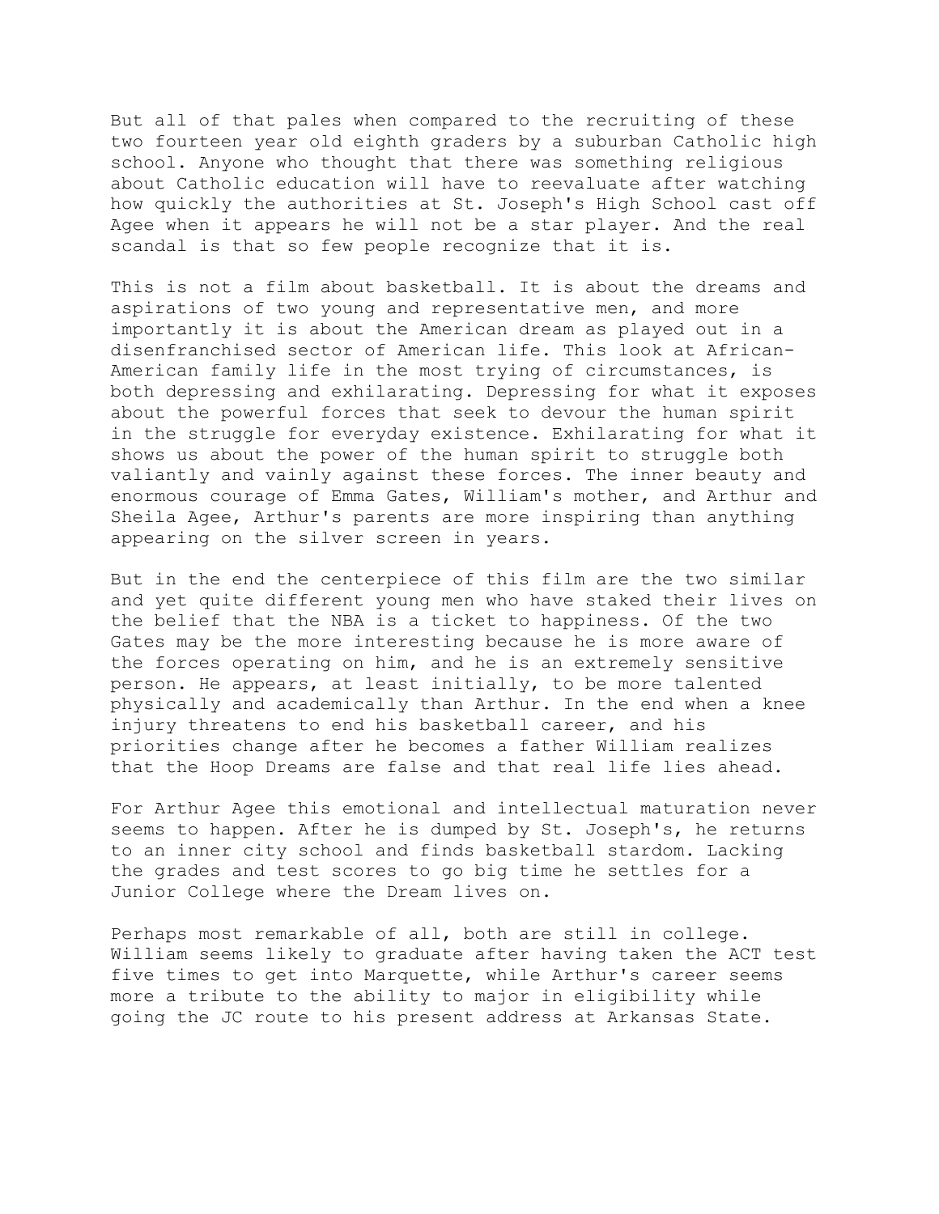But all of that pales when compared to the recruiting of these two fourteen year old eighth graders by a suburban Catholic high school. Anyone who thought that there was something religious about Catholic education will have to reevaluate after watching how quickly the authorities at St. Joseph's High School cast off Agee when it appears he will not be a star player. And the real scandal is that so few people recognize that it is.

This is not a film about basketball. It is about the dreams and aspirations of two young and representative men, and more importantly it is about the American dream as played out in a disenfranchised sector of American life. This look at African-American family life in the most trying of circumstances, is both depressing and exhilarating. Depressing for what it exposes about the powerful forces that seek to devour the human spirit in the struggle for everyday existence. Exhilarating for what it shows us about the power of the human spirit to struggle both valiantly and vainly against these forces. The inner beauty and enormous courage of Emma Gates, William's mother, and Arthur and Sheila Agee, Arthur's parents are more inspiring than anything appearing on the silver screen in years.

But in the end the centerpiece of this film are the two similar and yet quite different young men who have staked their lives on the belief that the NBA is a ticket to happiness. Of the two Gates may be the more interesting because he is more aware of the forces operating on him, and he is an extremely sensitive person. He appears, at least initially, to be more talented physically and academically than Arthur. In the end when a knee injury threatens to end his basketball career, and his priorities change after he becomes a father William realizes that the Hoop Dreams are false and that real life lies ahead.

For Arthur Agee this emotional and intellectual maturation never seems to happen. After he is dumped by St. Joseph's, he returns to an inner city school and finds basketball stardom. Lacking the grades and test scores to go big time he settles for a Junior College where the Dream lives on.

Perhaps most remarkable of all, both are still in college. William seems likely to graduate after having taken the ACT test five times to get into Marquette, while Arthur's career seems more a tribute to the ability to major in eligibility while going the JC route to his present address at Arkansas State.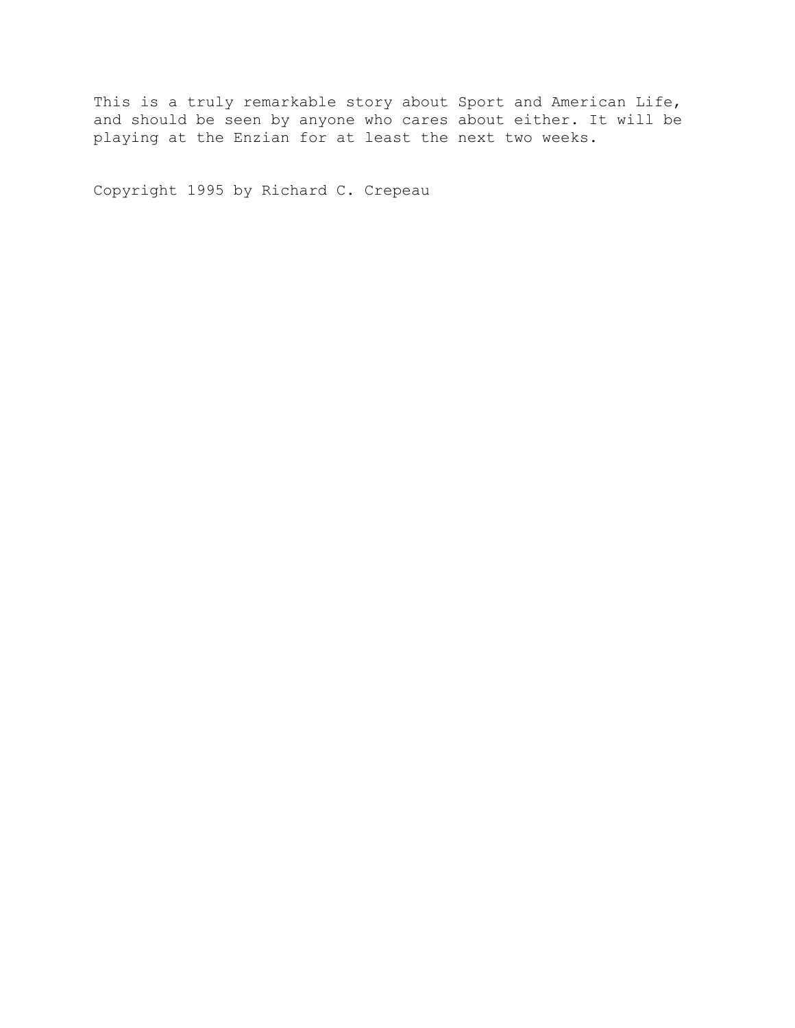This is a truly remarkable story about Sport and American Life, and should be seen by anyone who cares about either. It will be playing at the Enzian for at least the next two weeks.

Copyright 1995 by Richard C. Crepeau